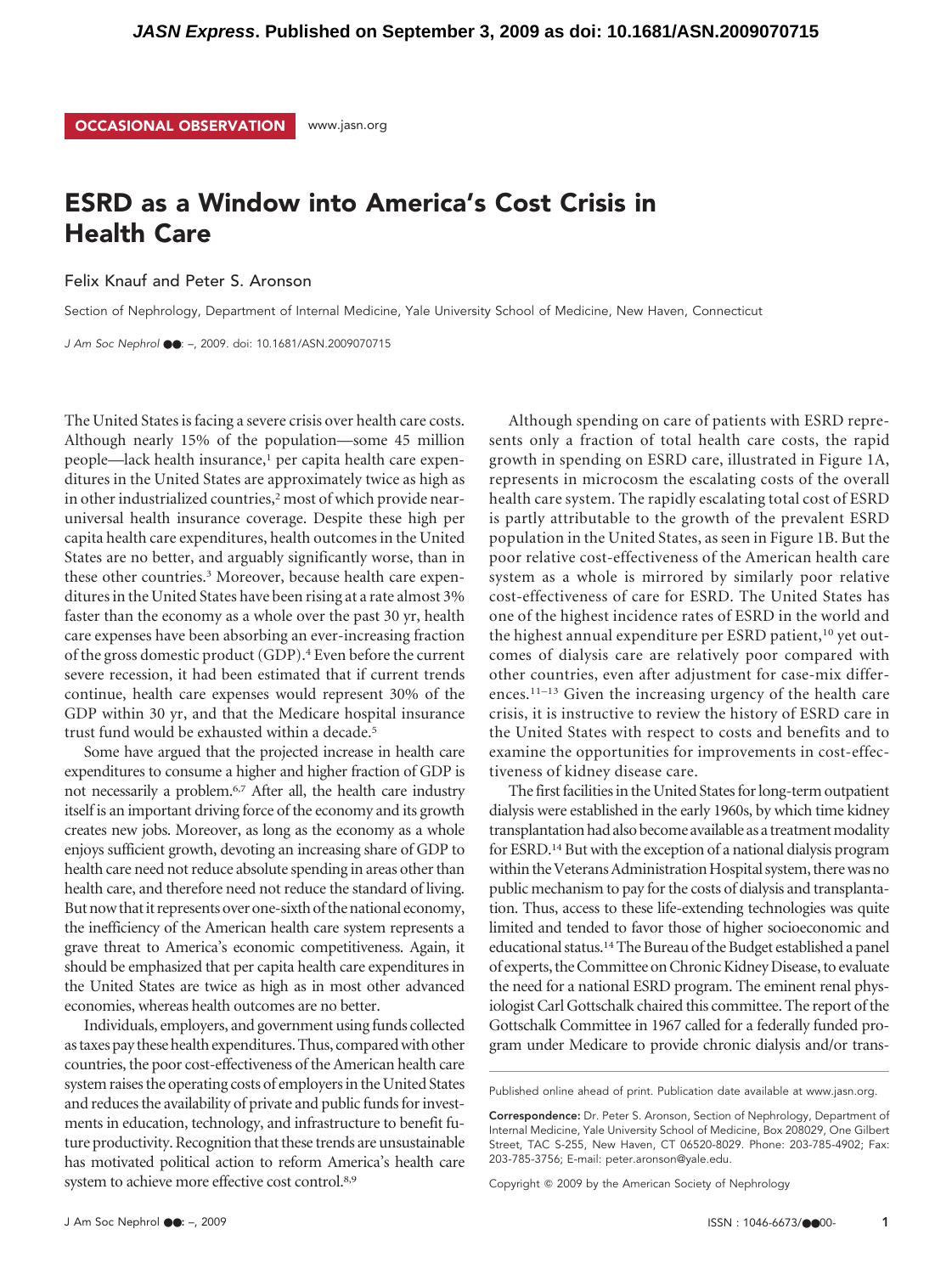OCCASIONAL OBSERVATION www.jasn.org

# ESRD as a Window into America's Cost Crisis in Health Care

Felix Knauf and Peter S. Aronson

Section of Nephrology, Department of Internal Medicine, Yale University School of Medicine, New Haven, Connecticut

*J Am Soc Nephrol* ●●: –, 2009. doi: 10.1681/ASN.2009070715

The United States is facing a severe crisis over health care costs. Although nearly 15% of the population—some 45 million people—lack health insurance,[1] per capita health care expenditures in the United States are approximately twice as high as in other industrialized countries,[2] most of which provide near-universal health insurance coverage. Despite these high per capita health care expenditures, health outcomes in the United States are no better, and arguably significantly worse, than in these other countries.[3] Moreover, because health care expenditures in the United States have been rising at a rate almost 3% faster than the economy as a whole over the past 30 yr, health care expenses have been absorbing an ever-increasing fraction of the gross domestic product (GDP).[4] Even before the current severe recession, it had been estimated that if current trends continue, health care expenses would represent 30% of the GDP within 30 yr, and that the Medicare hospital insurance trust fund would be exhausted within a decade.[5]

Some have argued that the projected increase in health care expenditures to consume a higher and higher fraction of GDP is not necessarily a problem.[6,7] After all, the health care industry itself is an important driving force of the economy and its growth creates new jobs. Moreover, as long as the economy as a whole enjoys sufficient growth, devoting an increasing share of GDP to health care need not reduce absolute spending in areas other than health care, and therefore need not reduce the standard of living. But now that it represents over one-sixth of the national economy, the inefficiency of the American health care system represents a grave threat to America's economic competitiveness. Again, it should be emphasized that per capita health care expenditures in the United States are twice as high as in most other advanced economies, whereas health outcomes are no better.

Individuals, employers, and government using funds collected as taxes pay these health expenditures. Thus, compared with other countries, the poor cost-effectiveness of the American health care system raises the operating costs of employers in the United States and reduces the availability of private and public funds for investments in education, technology, and infrastructure to benefit future productivity. Recognition that these trends are unsustainable has motivated political action to reform America's health care system to achieve more effective cost control.[8,9]

Although spending on care of patients with ESRD represents only a fraction of total health care costs, the rapid growth in spending on ESRD care, illustrated in Figure 1A, represents in microcosm the escalating costs of the overall health care system. The rapidly escalating total cost of ESRD is partly attributable to the growth of the prevalent ESRD population in the United States, as seen in Figure 1B. But the poor relative cost-effectiveness of the American health care system as a whole is mirrored by similarly poor relative cost-effectiveness of care for ESRD. The United States has one of the highest incidence rates of ESRD in the world and the highest annual expenditure per ESRD patient,[10] yet outcomes of dialysis care are relatively poor compared with other countries, even after adjustment for case-mix differences.[11–13] Given the increasing urgency of the health care crisis, it is instructive to review the history of ESRD care in the United States with respect to costs and benefits and to examine the opportunities for improvements in cost-effectiveness of kidney disease care.

The first facilities in the United States for long-term outpatient dialysis were established in the early 1960s, by which time kidney transplantation had also become available as a treatment modality for ESRD.[14] But with the exception of a national dialysis program within the Veterans Administration Hospital system, there was no public mechanism to pay for the costs of dialysis and transplantation. Thus, access to these life-extending technologies was quite limited and tended to favor those of higher socioeconomic and educational status.[14] The Bureau of the Budget established a panel of experts, the Committee on Chronic Kidney Disease, to evaluate the need for a national ESRD program. The eminent renal physiologist Carl Gottschalk chaired this committee. The report of the Gottschalk Committee in 1967 called for a federally funded program under Medicare to provide chronic dialysis and/or trans-

Published online ahead of print. Publication date available at www.jasn.org.

**Correspondence:** Dr. Peter S. Aronson, Section of Nephrology, Department of Internal Medicine, Yale University School of Medicine, Box 208029, One Gilbert Street, TAC S-255, New Haven, CT 06520-8029. Phone: 203-785-4902; Fax: 203-785-3756; E-mail: peter.aronson@yale.edu.

Copyright © 2009 by the American Society of Nephrology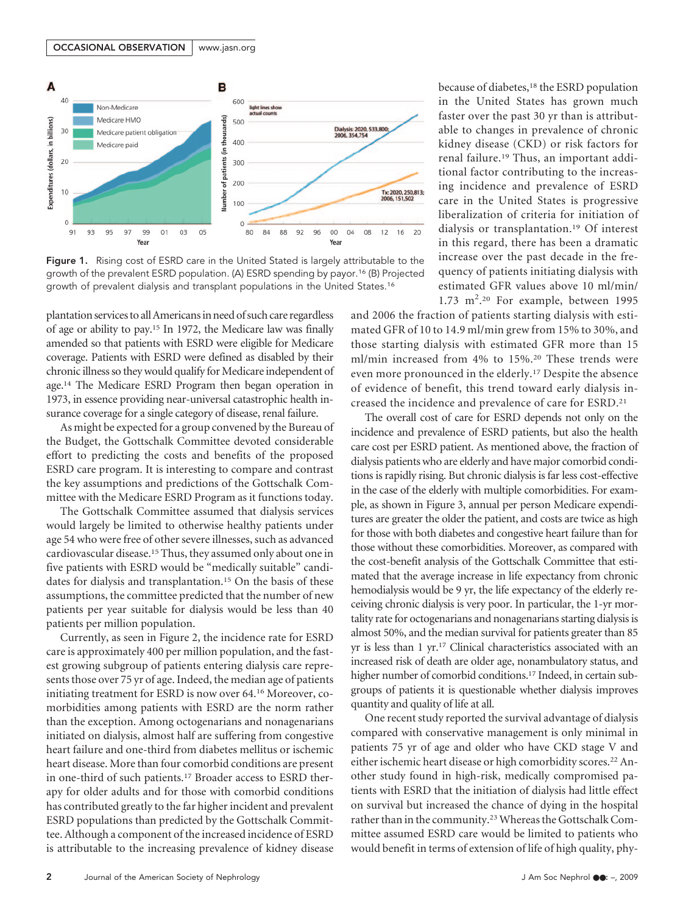Figure 1. Rising cost of ESRD care in the United Stated is largely attributable to the growth of the prevalent ESRD population. (A) ESRD spending by payor.[16] (B) Projected growth of prevalent dialysis and transplant populations in the United States.[16]

plantation services to all Americans in need of such care regardless of age or ability to pay.[15] In 1972, the Medicare law was finally amended so that patients with ESRD were eligible for Medicare coverage. Patients with ESRD were defined as disabled by their chronic illness so they would qualify for Medicare independent of age.[14] The Medicare ESRD Program then began operation in 1973, in essence providing near-universal catastrophic health insurance coverage for a single category of disease, renal failure.

As might be expected for a group convened by the Bureau of the Budget, the Gottschalk Committee devoted considerable effort to predicting the costs and benefits of the proposed ESRD care program. It is interesting to compare and contrast the key assumptions and predictions of the Gottschalk Committee with the Medicare ESRD Program as it functions today.

The Gottschalk Committee assumed that dialysis services would largely be limited to otherwise healthy patients under age 54 who were free of other severe illnesses, such as advanced cardiovascular disease.[15] Thus, they assumed only about one in five patients with ESRD would be "medically suitable" candidates for dialysis and transplantation.[15] On the basis of these assumptions, the committee predicted that the number of new patients per year suitable for dialysis would be less than 40 patients per million population.

Currently, as seen in Figure 2, the incidence rate for ESRD care is approximately 400 per million population, and the fastest growing subgroup of patients entering dialysis care represents those over 75 yr of age. Indeed, the median age of patients initiating treatment for ESRD is now over 64.[16] Moreover, comorbidities among patients with ESRD are the norm rather than the exception. Among octogenarians and nonagenarians initiated on dialysis, almost half are suffering from congestive heart failure and one-third from diabetes mellitus or ischemic heart disease. More than four comorbid conditions are present in one-third of such patients.[17] Broader access to ESRD therapy for older adults and for those with comorbid conditions has contributed greatly to the far higher incident and prevalent ESRD populations than predicted by the Gottschalk Committee. Although a component of the increased incidence of ESRD is attributable to the increasing prevalence of kidney disease because of diabetes,[18] the ESRD population in the United States has grown much faster over the past 30 yr than is attributable to changes in prevalence of chronic kidney disease (CKD) or risk factors for renal failure.[19] Thus, an important additional factor contributing to the increasing incidence and prevalence of ESRD care in the United States is progressive liberalization of criteria for initiation of dialysis or transplantation.[19] Of interest in this regard, there has been a dramatic increase over the past decade in the frequency of patients initiating dialysis with estimated GFR values above 10 ml/min/1.73 $m^2$.[20] For example, between 1995 and 2006 the fraction of patients starting dialysis with estimated GFR of 10 to 14.9 ml/min grew from 15% to 30%, and those starting dialysis with estimated GFR more than 15 ml/min increased from 4% to 15%.[20] These trends were even more pronounced in the elderly.[17] Despite the absence of evidence of benefit, this trend toward early dialysis increased the incidence and prevalence of care for ESRD.[21]

The overall cost of care for ESRD depends not only on the incidence and prevalence of ESRD patients, but also the health care cost per ESRD patient. As mentioned above, the fraction of dialysis patients who are elderly and have major comorbid conditions is rapidly rising. But chronic dialysis is far less cost-effective in the case of the elderly with multiple comorbidities. For example, as shown in Figure 3, annual per person Medicare expenditures are greater the older the patient, and costs are twice as high for those with both diabetes and congestive heart failure than for those without these comorbidities. Moreover, as compared with the cost-benefit analysis of the Gottschalk Committee that estimated that the average increase in life expectancy from chronic hemodialysis would be 9 yr, the life expectancy of the elderly receiving chronic dialysis is very poor. In particular, the 1-yr mortality rate for octogenarians and nonagenarians starting dialysis is almost 50%, and the median survival for patients greater than 85 yr is less than 1 yr.[17] Clinical characteristics associated with an increased risk of death are older age, nonambulatory status, and higher number of comorbid conditions.[17] Indeed, in certain subgroups of patients it is questionable whether dialysis improves quantity and quality of life at all.

One recent study reported the survival advantage of dialysis compared with conservative management is only minimal in patients 75 yr of age and older who have CKD stage V and either ischemic heart disease or high comorbidity scores.[22] Another study found in high-risk, medically compromised patients with ESRD that the initiation of dialysis had little effect on survival but increased the chance of dying in the hospital rather than in the community.[23] Whereas the Gottschalk Committee assumed ESRD care would be limited to patients who would benefit in terms of extension of life of high quality, phy-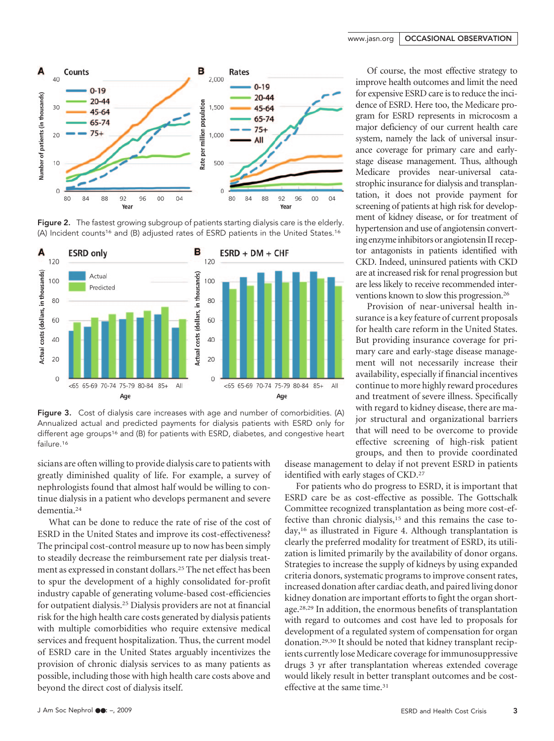Figure 2. The fastest growing subgroup of patients starting dialysis care is the elderly. (A) Incident counts[16] and (B) adjusted rates of ESRD patients in the United States.[16]

Figure 3. Cost of dialysis care increases with age and number of comorbidities. (A) Annualized actual and predicted payments for dialysis patients with ESRD only for different age groups[16] and (B) for patients with ESRD, diabetes, and congestive heart failure.[16]

sicians are often willing to provide dialysis care to patients with greatly diminished quality of life. For example, a survey of nephrologists found that almost half would be willing to continue dialysis in a patient who develops permanent and severe dementia.[24]

What can be done to reduce the rate of rise of the cost of ESRD in the United States and improve its cost-effectiveness? The principal cost-control measure up to now has been simply to steadily decrease the reimbursement rate per dialysis treatment as expressed in constant dollars.[25] The net effect has been to spur the development of a highly consolidated for-profit industry capable of generating volume-based cost-efficiencies for outpatient dialysis.[25] Dialysis providers are not at financial risk for the high health care costs generated by dialysis patients with multiple comorbidities who require extensive medical services and frequent hospitalization. Thus, the current model of ESRD care in the United States arguably incentivizes the provision of chronic dialysis services to as many patients as possible, including those with high health care costs above and beyond the direct cost of dialysis itself.

Of course, the most effective strategy to improve health outcomes and limit the need for expensive ESRD care is to reduce the incidence of ESRD. Here too, the Medicare program for ESRD represents in microcosm a major deficiency of our current health care system, namely the lack of universal insurance coverage for primary care and early-stage disease management. Thus, although Medicare provides near-universal catastrophic insurance for dialysis and transplantation, it does not provide payment for screening of patients at high risk for development of kidney disease, or for treatment of hypertension and use of angiotensin converting enzyme inhibitors or angiotensin II receptor antagonists in patients identified with CKD. Indeed, uninsured patients with CKD are at increased risk for renal progression but are less likely to receive recommended interventions known to slow this progression.[26]

Provision of near-universal health insurance is a key feature of current proposals for health care reform in the United States. But providing insurance coverage for primary care and early-stage disease management will not necessarily increase their availability, especially if financial incentives continue to more highly reward procedures and treatment of severe illness. Specifically with regard to kidney disease, there are major structural and organizational barriers that will need to be overcome to provide effective screening of high-risk patient groups, and then to provide coordinated disease management to delay if not prevent ESRD in patients identified with early stages of CKD.[27]

For patients who do progress to ESRD, it is important that ESRD care be as cost-effective as possible. The Gottschalk Committee recognized transplantation as being more cost-effective than chronic dialysis,[15] and this remains the case today,[16] as illustrated in Figure 4. Although transplantation is clearly the preferred modality for treatment of ESRD, its utilization is limited primarily by the availability of donor organs. Strategies to increase the supply of kidneys by using expanded criteria donors, systematic programs to improve consent rates, increased donation after cardiac death, and paired living donor kidney donation are important efforts to fight the organ shortage.[28,29] In addition, the enormous benefits of transplantation with regard to outcomes and cost have led to proposals for development of a regulated system of compensation for organ donation.[29,30] It should be noted that kidney transplant recipients currently lose Medicare coverage for immunosuppressive drugs 3 yr after transplantation whereas extended coverage would likely result in better transplant outcomes and be cost-effective at the same time.[31]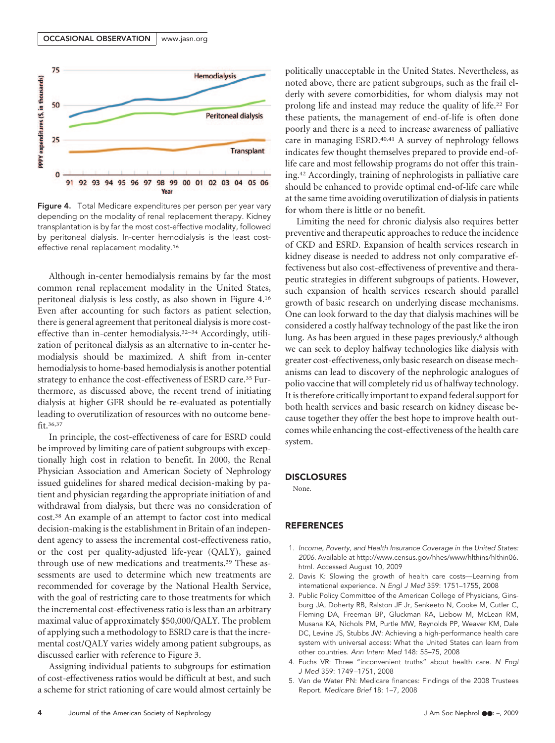Figure 4. Total Medicare expenditures per person per year vary depending on the modality of renal replacement therapy. Kidney transplantation is by far the most cost-effective modality, followed by peritoneal dialysis. In-center hemodialysis is the least cost-effective renal replacement modality.[16]

Although in-center hemodialysis remains by far the most common renal replacement modality in the United States, peritoneal dialysis is less costly, as also shown in Figure 4.[16] Even after accounting for such factors as patient selection, there is general agreement that peritoneal dialysis is more cost-effective than in-center hemodialysis.[32–34] Accordingly, utilization of peritoneal dialysis as an alternative to in-center hemodialysis should be maximized. A shift from in-center hemodialysis to home-based hemodialysis is another potential strategy to enhance the cost-effectiveness of ESRD care.[35] Furthermore, as discussed above, the recent trend of initiating dialysis at higher GFR should be re-evaluated as potentially leading to overutilization of resources with no outcome benefit.[36,37]

In principle, the cost-effectiveness of care for ESRD could be improved by limiting care of patient subgroups with exceptionally high cost in relation to benefit. In 2000, the Renal Physician Association and American Society of Nephrology issued guidelines for shared medical decision-making by patient and physician regarding the appropriate initiation of and withdrawal from dialysis, but there was no consideration of cost.[38] An example of an attempt to factor cost into medical decision-making is the establishment in Britain of an independent agency to assess the incremental cost-effectiveness ratio, or the cost per quality-adjusted life-year (QALY), gained through use of new medications and treatments.[39] These assessments are used to determine which new treatments are recommended for coverage by the National Health Service, with the goal of restricting care to those treatments for which the incremental cost-effectiveness ratio is less than an arbitrary maximal value of approximately $50,000/QALY. The problem of applying such a methodology to ESRD care is that the incremental cost/QALY varies widely among patient subgroups, as discussed earlier with reference to Figure 3.

Assigning individual patients to subgroups for estimation of cost-effectiveness ratios would be difficult at best, and such a scheme for strict rationing of care would almost certainly be politically unacceptable in the United States. Nevertheless, as noted above, there are patient subgroups, such as the frail elderly with severe comorbidities, for whom dialysis may not prolong life and instead may reduce the quality of life.[22] For these patients, the management of end-of-life is often done poorly and there is a need to increase awareness of palliative care in managing ESRD.[40,41] A survey of nephrology fellows indicates few thought themselves prepared to provide end-of-life care and most fellowship programs do not offer this training.[42] Accordingly, training of nephrologists in palliative care should be enhanced to provide optimal end-of-life care while at the same time avoiding overutilization of dialysis in patients for whom there is little or no benefit.

Limiting the need for chronic dialysis also requires better preventive and therapeutic approaches to reduce the incidence of CKD and ESRD. Expansion of health services research in kidney disease is needed to address not only comparative effectiveness but also cost-effectiveness of preventive and therapeutic strategies in different subgroups of patients. However, such expansion of health services research should parallel growth of basic research on underlying disease mechanisms. One can look forward to the day that dialysis machines will be considered a costly halfway technology of the past like the iron lung. As has been argued in these pages previously,[6] although we can seek to deploy halfway technologies like dialysis with greater cost-effectiveness, only basic research on disease mechanisms can lead to discovery of the nephrologic analogues of polio vaccine that will completely rid us of halfway technology. It is therefore critically important to expand federal support for both health services and basic research on kidney disease because together they offer the best hope to improve health outcomes while enhancing the cost-effectiveness of the health care system.

## DISCLOSURES

None.

## REFERENCES

1. *Income, Poverty, and Health Insurance Coverage in the United States: 2006*. Available at http://www.census.gov/hhes/www/hlthins/hlthin06.html. Accessed August 10, 2009
2. Davis K: Slowing the growth of health care costs—Learning from international experience. *N Engl J Med* 359: 1751–1755, 2008
3. Public Policy Committee of the American College of Physicians, Ginsburg JA, Doherty RB, Ralston JF Jr, Senkeeto N, Cooke M, Cutler C, Fleming DA, Freeman BP, Gluckman RA, Liebow M, McLean RM, Musana KA, Nichols PM, Purtle MW, Reynolds PP, Weaver KM, Dale DC, Levine JS, Stubbs JW: Achieving a high-performance health care system with universal access: What the United States can learn from other countries. *Ann Intern Med* 148: 55–75, 2008
4. Fuchs VR: Three "inconvenient truths" about health care. *N Engl J Med* 359: 1749–1751, 2008
5. Van de Water PN: Medicare finances: Findings of the 2008 Trustees Report. *Medicare Brief* 18: 1–7, 2008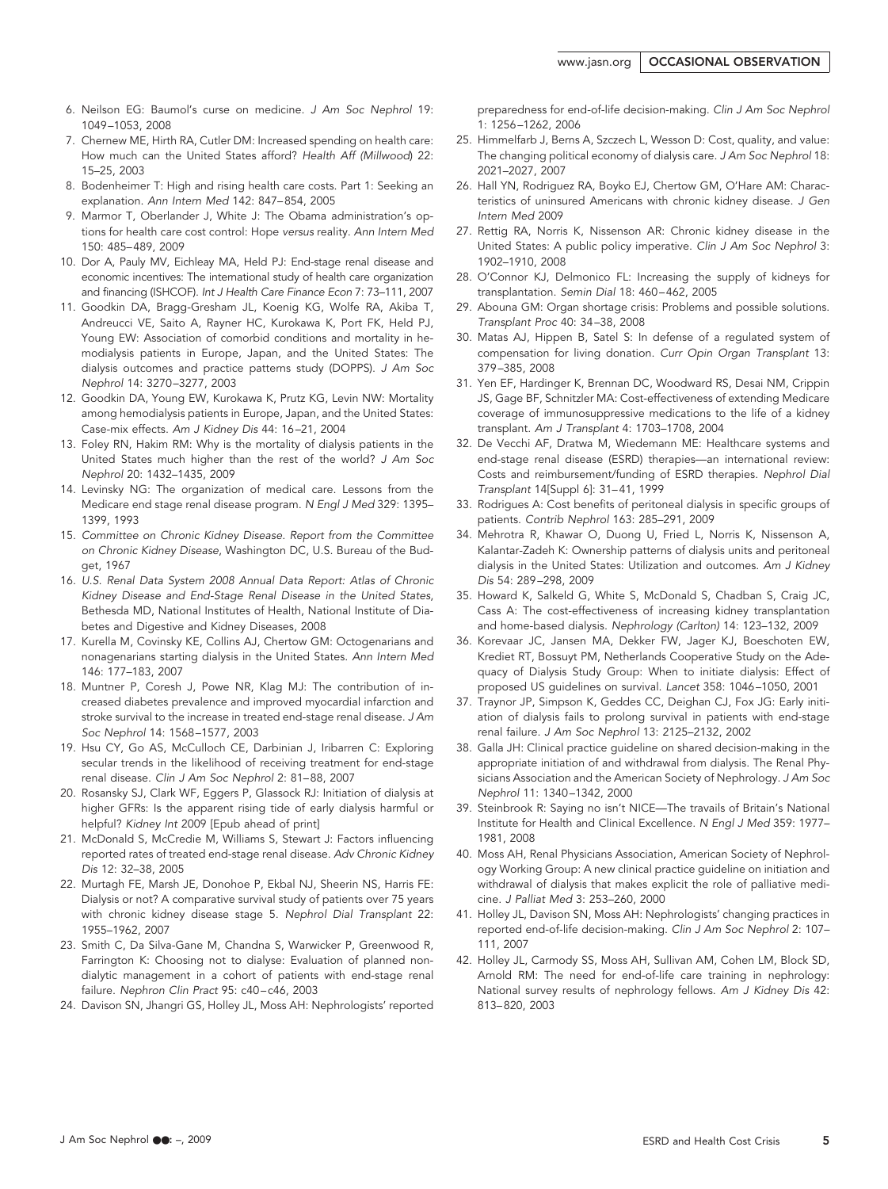6. Neilson EG: Baumol's curse on medicine. *J Am Soc Nephrol* 19: 1049–1053, 2008
7. Chernew ME, Hirth RA, Cutler DM: Increased spending on health care: How much can the United States afford? *Health Aff (Millwood)* 22: 15–25, 2003
8. Bodenheimer T: High and rising health care costs. Part 1: Seeking an explanation. *Ann Intern Med* 142: 847–854, 2005
9. Marmor T, Oberlander J, White J: The Obama administration's options for health care cost control: Hope *versus* reality. *Ann Intern Med* 150: 485–489, 2009
10. Dor A, Pauly MV, Eichleay MA, Held PJ: End-stage renal disease and economic incentives: The international study of health care organization and financing (ISHCOF). *Int J Health Care Finance Econ* 7: 73–111, 2007
11. Goodkin DA, Bragg-Gresham JL, Koenig KG, Wolfe RA, Akiba T, Andreucci VE, Saito A, Rayner HC, Kurokawa K, Port FK, Held PJ, Young EW: Association of comorbid conditions and mortality in hemodialysis patients in Europe, Japan, and the United States: The dialysis outcomes and practice patterns study (DOPPS). *J Am Soc Nephrol* 14: 3270–3277, 2003
12. Goodkin DA, Young EW, Kurokawa K, Prutz KG, Levin NW: Mortality among hemodialysis patients in Europe, Japan, and the United States: Case-mix effects. *Am J Kidney Dis* 44: 16–21, 2004
13. Foley RN, Hakim RM: Why is the mortality of dialysis patients in the United States much higher than the rest of the world? *J Am Soc Nephrol* 20: 1432–1435, 2009
14. Levinsky NG: The organization of medical care. Lessons from the Medicare end stage renal disease program. *N Engl J Med* 329: 1395–1399, 1993
15. *Committee on Chronic Kidney Disease. Report from the Committee on Chronic Kidney Disease*, Washington DC, U.S. Bureau of the Budget, 1967
16. *U.S. Renal Data System 2008 Annual Data Report: Atlas of Chronic Kidney Disease and End-Stage Renal Disease in the United States*, Bethesda MD, National Institutes of Health, National Institute of Diabetes and Digestive and Kidney Diseases, 2008
17. Kurella M, Covinsky KE, Collins AJ, Chertow GM: Octogenarians and nonagenarians starting dialysis in the United States. *Ann Intern Med* 146: 177–183, 2007
18. Muntner P, Coresh J, Powe NR, Klag MJ: The contribution of increased diabetes prevalence and improved myocardial infarction and stroke survival to the increase in treated end-stage renal disease. *J Am Soc Nephrol* 14: 1568–1577, 2003
19. Hsu CY, Go AS, McCulloch CE, Darbinian J, Iribarren C: Exploring secular trends in the likelihood of receiving treatment for end-stage renal disease. *Clin J Am Soc Nephrol* 2: 81–88, 2007
20. Rosansky SJ, Clark WF, Eggers P, Glassock RJ: Initiation of dialysis at higher GFRs: Is the apparent rising tide of early dialysis harmful or helpful? *Kidney Int* 2009 [Epub ahead of print]
21. McDonald S, McCredie M, Williams S, Stewart J: Factors influencing reported rates of treated end-stage renal disease. *Adv Chronic Kidney Dis* 12: 32–38, 2005
22. Murtagh FE, Marsh JE, Donohoe P, Ekbal NJ, Sheerin NS, Harris FE: Dialysis or not? A comparative survival study of patients over 75 years with chronic kidney disease stage 5. *Nephrol Dial Transplant* 22: 1955–1962, 2007
23. Smith C, Da Silva-Gane M, Chandna S, Warwicker P, Greenwood R, Farrington K: Choosing not to dialyse: Evaluation of planned non-dialytic management in a cohort of patients with end-stage renal failure. *Nephron Clin Pract* 95: c40–c46, 2003
24. Davison SN, Jhangri GS, Holley JL, Moss AH: Nephrologists' reported preparedness for end-of-life decision-making. *Clin J Am Soc Nephrol* 1: 1256–1262, 2006
25. Himmelfarb J, Berns A, Szczech L, Wesson D: Cost, quality, and value: The changing political economy of dialysis care. *J Am Soc Nephrol* 18: 2021–2027, 2007
26. Hall YN, Rodriguez RA, Boyko EJ, Chertow GM, O'Hare AM: Characteristics of uninsured Americans with chronic kidney disease. *J Gen Intern Med* 2009
27. Rettig RA, Norris K, Nissenson AR: Chronic kidney disease in the United States: A public policy imperative. *Clin J Am Soc Nephrol* 3: 1902–1910, 2008
28. O'Connor KJ, Delmonico FL: Increasing the supply of kidneys for transplantation. *Semin Dial* 18: 460–462, 2005
29. Abouna GM: Organ shortage crisis: Problems and possible solutions. *Transplant Proc* 40: 34–38, 2008
30. Matas AJ, Hippen B, Satel S: In defense of a regulated system of compensation for living donation. *Curr Opin Organ Transplant* 13: 379–385, 2008
31. Yen EF, Hardinger K, Brennan DC, Woodward RS, Desai NM, Crippin JS, Gage BF, Schnitzler MA: Cost-effectiveness of extending Medicare coverage of immunosuppressive medications to the life of a kidney transplant. *Am J Transplant* 4: 1703–1708, 2004
32. De Vecchi AF, Dratwa M, Wiedemann ME: Healthcare systems and end-stage renal disease (ESRD) therapies—an international review: Costs and reimbursement/funding of ESRD therapies. *Nephrol Dial Transplant* 14[Suppl 6]: 31–41, 1999
33. Rodrigues A: Cost benefits of peritoneal dialysis in specific groups of patients. *Contrib Nephrol* 163: 285–291, 2009
34. Mehrotra R, Khawar O, Duong U, Fried L, Norris K, Nissenson A, Kalantar-Zadeh K: Ownership patterns of dialysis units and peritoneal dialysis in the United States: Utilization and outcomes. *Am J Kidney Dis* 54: 289–298, 2009
35. Howard K, Salkeld G, White S, McDonald S, Chadban S, Craig JC, Cass A: The cost-effectiveness of increasing kidney transplantation and home-based dialysis. *Nephrology (Carlton)* 14: 123–132, 2009
36. Korevaar JC, Jansen MA, Dekker FW, Jager KJ, Boeschoten EW, Krediet RT, Bossuyt PM, Netherlands Cooperative Study on the Adequacy of Dialysis Study Group: When to initiate dialysis: Effect of proposed US guidelines on survival. *Lancet* 358: 1046–1050, 2001
37. Traynor JP, Simpson K, Geddes CC, Deighan CJ, Fox JG: Early initiation of dialysis fails to prolong survival in patients with end-stage renal failure. *J Am Soc Nephrol* 13: 2125–2132, 2002
38. Galla JH: Clinical practice guideline on shared decision-making in the appropriate initiation of and withdrawal from dialysis. The Renal Physicians Association and the American Society of Nephrology. *J Am Soc Nephrol* 11: 1340–1342, 2000
39. Steinbrook R: Saying no isn't NICE—The travails of Britain's National Institute for Health and Clinical Excellence. *N Engl J Med* 359: 1977–1981, 2008
40. Moss AH, Renal Physicians Association, American Society of Nephrology Working Group: A new clinical practice guideline on initiation and withdrawal of dialysis that makes explicit the role of palliative medicine. *J Palliat Med* 3: 253–260, 2000
41. Holley JL, Davison SN, Moss AH: Nephrologists' changing practices in reported end-of-life decision-making. *Clin J Am Soc Nephrol* 2: 107–111, 2007
42. Holley JL, Carmody SS, Moss AH, Sullivan AM, Cohen LM, Block SD, Arnold RM: The need for end-of-life care training in nephrology: National survey results of nephrology fellows. *Am J Kidney Dis* 42: 813–820, 2003